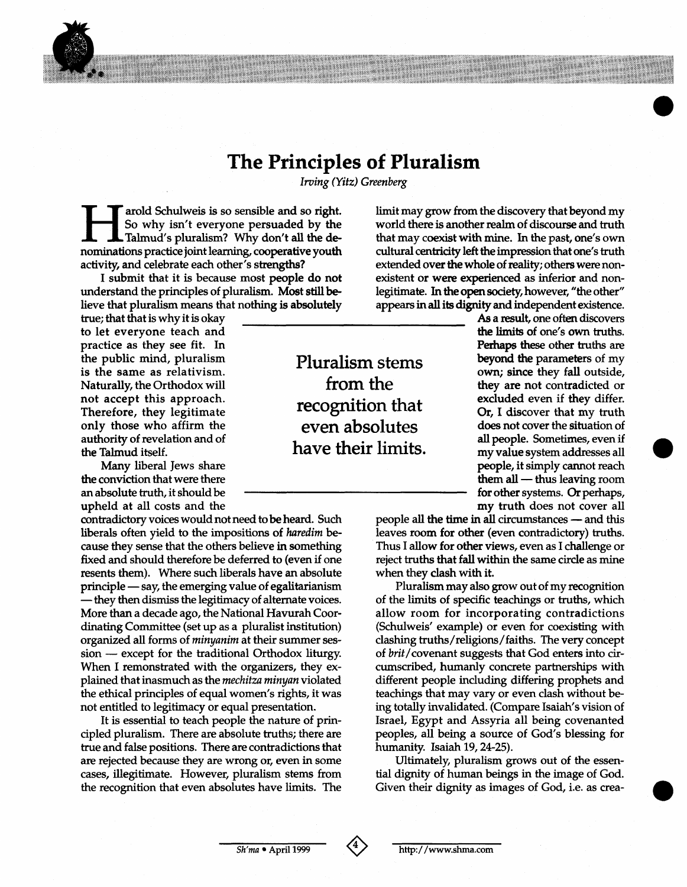# The Principles of Pluralism

*Irving (Yitz) Greenberg*

Harold Schulweis is so sensible and so right. So why isn't everyone persuaded by the Talmud's pluralism? Why don't all the denominations practice joint learning, cooperative youth activity, and celebrate each other's strengths?

I submit that it is because most people do not understand the principles of pluralism. Most still believe that pluralism means that nothing is absolutely true; that that is why it is okay to let everyone teach and practice as they see fit. In the public mind, pluralism is the same as relativism. Naturally, the Orthodox will not accept this approach. Therefore, they legitimate only those who affirm the authority of revelation and of the Talmud itself.

Many liberal Jews share the conviction that were there an absolute truth, it should be upheld at all costs and the contradictory voices would not need to be heard. Such liberals often yield to the impositions of *haredim* because they sense that the others believe in something fixed and should therefore be deferred to (even if one resents them). Where such liberals have an absolute principle — say, the emerging value of egalitarianism — they then dismiss the legitimacy of alternate voices. More than a decade ago, the National Havurah Coordinating Committee (set up as a pluralist institution) organized all forms of *minyanim* at their summer session — except for the traditional Orthodox liturgy. When I remonstrated with the organizers, they explained that inasmuch as the *mechitza minyan* violated the ethical principles of equal women's rights, it was not entitled to legitimacy or equal presentation.

It is essential to teach people the nature of principled pluralism. There are absolute truths; there are true and false positions. There are contradictions that are rejected because they are wrong or, even in some cases, illegitimate. However, pluralism stems from the recognition that even absolutes have limits. The limit may grow from the discovery that beyond my world there is another realm of discourse and truth that may coexist with mine. In the past, one's own cultural centricity left the impression that one's truth extended over the whole of reality; others were nonexistent or were experienced as inferior and nonlegitimate. In the open society, however, "the other" appears in all its dignity and independent existence.

> **Pluralism stems from the recognition that even absolutes have their limits.**

As a result, one often discovers the limits of one's own truths. Perhaps these other truths are beyond the parameters of my own; since they fall outside, they are not contradicted or excluded even if they differ. Or, I discover that my truth does not cover the situation of all people. Sometimes, even if my value system addresses all people, it simply cannot reach them all — thus leaving room for other systems. Or perhaps, my truth does not cover all people all the time in all circumstances — and this leaves room for other (even contradictory) truths. Thus I allow for other views, even as I challenge or reject truths that fall within the same circle as mine when they clash with it.

Pluralism may also grow out of my recognition of the limits of specific teachings or truths, which allow room for incorporating contradictions (Schulweis' example) or even for coexisting with clashing truths/religions/faiths. The very concept of *brit*/covenant suggests that God enters into circumscribed, humanly concrete partnerships with different people including differing prophets and teachings that may vary or even clash without being totally invalidated. (Compare Isaiah's vision of Israel, Egypt and Assyria all being covenanted peoples, all being a source of God's blessing for humanity. Isaiah 19, 24-25).

Ultimately, pluralism grows out of the essential dignity of human beings in the image of God. Given their dignity as images of God, i.e. as crea-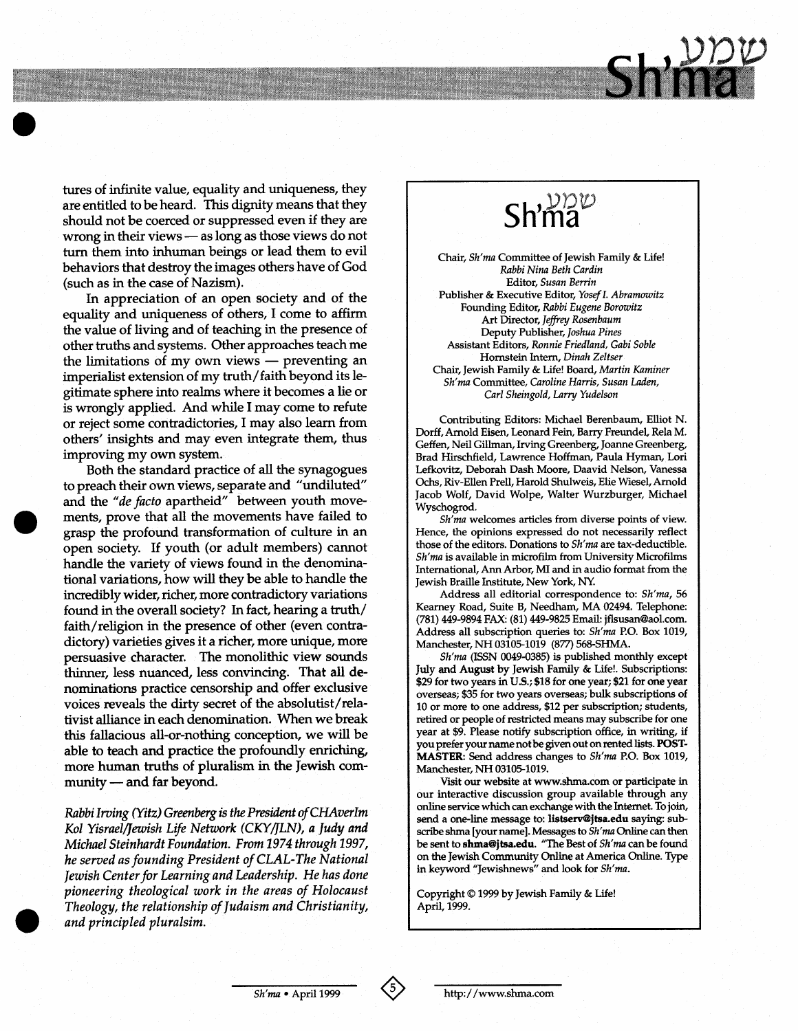tures of infinite value, equality and uniqueness, they are entitled to be heard. This dignity means that they should not be coerced or suppressed even if they are wrong in their views — as long as those views do not turn them into inhuman beings or lead them to evil behaviors that destroy the images others have of God (such as in the case of Nazism).

In appreciation of an open society and of the equality and uniqueness of others, I come to affirm the value of living and of teaching in the presence of other truths and systems. Other approaches teach me the limitations of my own views — preventing an imperialist extension of my truth/faith beyond its legitimate sphere into realms where it becomes a lie or is wrongly applied. And while I may come to refute or reject some contradictories, I may also learn from others' insights and may even integrate them, thus improving my own system.

Both the standard practice of all the synagogues to preach their own views, separate and "undiluted" and the "*de facto* apartheid" between youth movements, prove that all the movements have failed to grasp the profound transformation of culture in an open society. If youth (or adult members) cannot handle the variety of views found in the denominational variations, how will they be able to handle the incredibly wider, richer, more contradictory variations found in the overall society? In fact, hearing a truth/faith/religion in the presence of other (even contradictory) varieties gives it a richer, more unique, more persuasive character. The monolithic view sounds thinner, less nuanced, less convincing. That all denominations practice censorship and offer exclusive voices reveals the dirty secret of the absolutist/relativist alliance in each denomination. When we break this fallacious all-or-nothing conception, we will be able to teach and practice the profoundly enriching, more human truths of pluralism in the Jewish community — and far beyond.

*Rabbi Irving (Yitz) Greenberg is the President of CHAverIm Kol Yisrael/Jewish Life Network (CKY/JLN), a Judy and Michael Steinhardt Foundation. From 1974 through 1997, he served as founding President of CLAL-The National Jewish Center for Learning and Leadership. He has done pioneering theological work in the areas of Holocaust Theology, the relationship of Judaism and Christianity, and principled pluralsim.*

---

## Sh'ma שמע

Chair, *Sh'ma* Committee of Jewish Family & Life! *Rabbi Nina Beth Cardin*
Editor, *Susan Berrin*
Publisher & Executive Editor, *Yosef I. Abramowitz*
Founding Editor, *Rabbi Eugene Borowitz*
Art Director, *Jeffrey Rosenbaum*
Deputy Publisher, *Joshua Pines*
Assistant Editors, *Ronnie Friedland, Gabi Soble*
Hornstein Intern, *Dinah Zeltser*
Chair, Jewish Family & Life! Board, *Martin Kaminer*
*Sh'ma* Committee, *Caroline Harris, Susan Laden, Carl Sheingold, Larry Yudelson*

Contributing Editors: Michael Berenbaum, Elliot N. Dorff, Arnold Eisen, Leonard Fein, Barry Freundel, Rela M. Geffen, Neil Gillman, Irving Greenberg, Joanne Greenberg, Brad Hirschfield, Lawrence Hoffman, Paula Hyman, Lori Lefkovitz, Deborah Dash Moore, Daavid Nelson, Vanessa Ochs, Riv-Ellen Prell, Harold Shulweis, Elie Wiesel, Arnold Jacob Wolf, David Wolpe, Walter Wurzburger, Michael Wyschogrod.

*Sh'ma* welcomes articles from diverse points of view. Hence, the opinions expressed do not necessarily reflect those of the editors. Donations to *Sh'ma* are tax-deductible. *Sh'ma* is available in microfilm from University Microfilms International, Ann Arbor, MI and in audio format from the Jewish Braille Institute, New York, NY.

Address all editorial correspondence to: *Sh'ma*, 56 Kearney Road, Suite B, Needham, MA 02494. Telephone: (781) 449-9894 FAX: (81) 449-9825 Email: jflsusan@aol.com. Address all subscription queries to: *Sh'ma* P.O. Box 1019, Manchester, NH 03105-1019 (877) 568-SHMA.

*Sh'ma* (ISSN 0049-0385) is published monthly except July and August by Jewish Family & Life!. Subscriptions: $29 for two years in U.S.; $18 for one year; $21 for one year overseas; $35 for two years overseas; bulk subscriptions of 10 or more to one address, $12 per subscription; students, retired or people of restricted means may subscribe for one year at $9. Please notify subscription office, in writing, if you prefer your name not be given out on rented lists. **POSTMASTER:** Send address changes to *Sh'ma* P.O. Box 1019, Manchester, NH 03105-1019.

Visit our website at www.shma.com or participate in our interactive discussion group available through any online service which can exchange with the Internet. To join, send a one-line message to: **listserv@jtsa.edu** saying: subscribe shma [your name]. Messages to *Sh'ma* Online can then be sent to **shma@jtsa.edu**. "The Best of *Sh'ma* can be found on the Jewish Community Online at America Online. Type in keyword "Jewishnews" and look for *Sh'ma*.

Copyright © 1999 by Jewish Family & Life!
April, 1999.